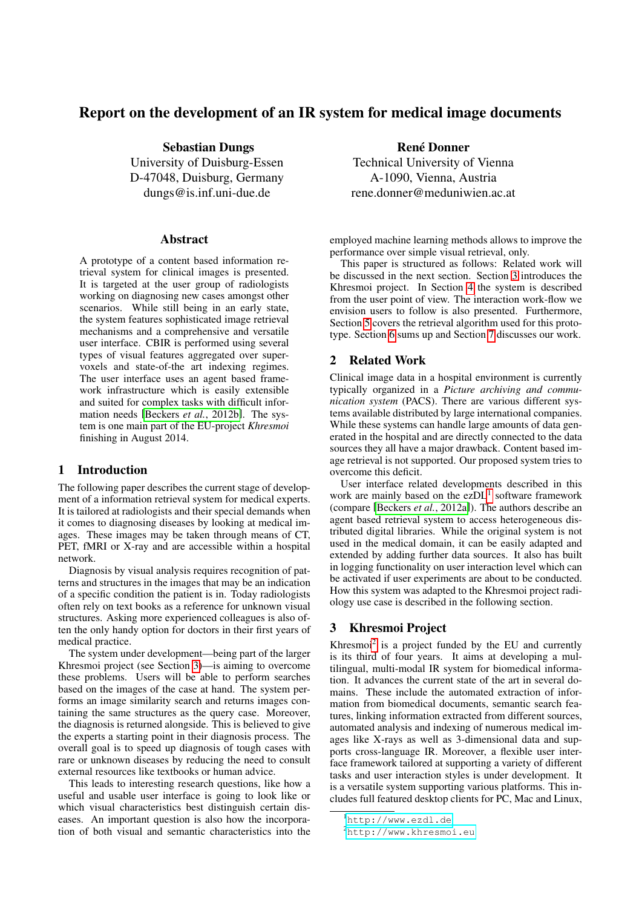# Report on the development of an IR system for medical image documents

**Sebastian Dungs**
University of Duisburg-Essen
D-47048, Duisburg, Germany
dungs@is.inf.uni-due.de

**René Donner**
Technical University of Vienna
A-1090, Vienna, Austria
rene.donner@meduniwien.ac.at

## Abstract

A prototype of a content based information retrieval system for clinical images is presented. It is targeted at the user group of radiologists working on diagnosing new cases amongst other scenarios. While still being in an early state, the system features sophisticated image retrieval mechanisms and a comprehensive and versatile user interface. CBIR is performed using several types of visual features aggregated over supervoxels and state-of-the art indexing regimes. The user interface uses an agent based framework infrastructure which is easily extensible and suited for complex tasks with difficult information needs [Beckers *et al.*, 2012b]. The system is one main part of the EU-project *Khresmoi* finishing in August 2014.

## 1 Introduction

The following paper describes the current stage of development of a information retrieval system for medical experts. It is tailored at radiologists and their special demands when it comes to diagnosing diseases by looking at medical images. These images may be taken through means of CT, PET, fMRI or X-ray and are accessible within a hospital network.

Diagnosis by visual analysis requires recognition of patterns and structures in the images that may be an indication of a specific condition the patient is in. Today radiologists often rely on text books as a reference for unknown visual structures. Asking more experienced colleagues is also often the only handy option for doctors in their first years of medical practice.

The system under development—being part of the larger Khresmoi project (see Section 3)—is aiming to overcome these problems. Users will be able to perform searches based on the images of the case at hand. The system performs an image similarity search and returns images containing the same structures as the query case. Moreover, the diagnosis is returned alongside. This is believed to give the experts a starting point in their diagnosis process. The overall goal is to speed up diagnosis of tough cases with rare or unknown diseases by reducing the need to consult external resources like textbooks or human advice.

This leads to interesting research questions, like how a useful and usable user interface is going to look like or which visual characteristics best distinguish certain diseases. An important question is also how the incorporation of both visual and semantic characteristics into the employed machine learning methods allows to improve the performance over simple visual retrieval, only.

This paper is structured as follows: Related work will be discussed in the next section. Section 3 introduces the Khresmoi project. In Section 4 the system is described from the user point of view. The interaction work-flow we envision users to follow is also presented. Furthermore, Section 5 covers the retrieval algorithm used for this prototype. Section 6 sums up and Section 7 discusses our work.

## 2 Related Work

Clinical image data in a hospital environment is currently typically organized in a *Picture archiving and communication system* (PACS). There are various different systems available distributed by large international companies. While these systems can handle large amounts of data generated in the hospital and are directly connected to the data sources they all have a major drawback. Content based image retrieval is not supported. Our proposed system tries to overcome this deficit.

User interface related developments described in this work are mainly based on the ezDL[1] software framework (compare [Beckers *et al.*, 2012a]). The authors describe an agent based retrieval system to access heterogeneous distributed digital libraries. While the original system is not used in the medical domain, it can be easily adapted and extended by adding further data sources. It also has built in logging functionality on user interaction level which can be activated if user experiments are about to be conducted. How this system was adapted to the Khresmoi project radiology use case is described in the following section.

## 3 Khresmoi Project

Khresmoi[2] is a project funded by the EU and currently is its third of four years. It aims at developing a multilingual, multi-modal IR system for biomedical information. It advances the current state of the art in several domains. These include the automated extraction of information from biomedical documents, semantic search features, linking information extracted from different sources, automated analysis and indexing of numerous medical images like X-rays as well as 3-dimensional data and supports cross-language IR. Moreover, a flexible user interface framework tailored at supporting a variety of different tasks and user interaction styles is under development. It is a versatile system supporting various platforms. This includes full featured desktop clients for PC, Mac and Linux,

[1] http://www.ezdl.de
[2] http://www.khresmoi.eu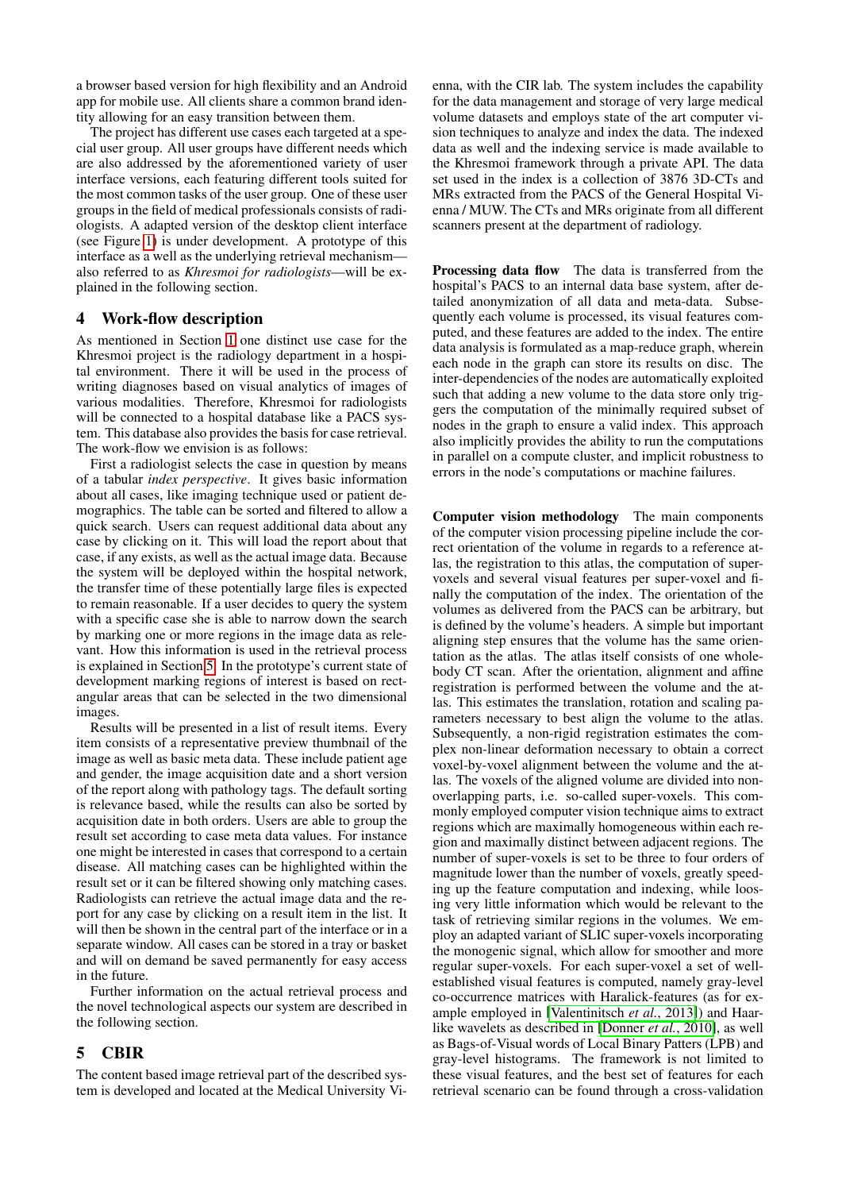a browser based version for high flexibility and an Android app for mobile use. All clients share a common brand identity allowing for an easy transition between them.

The project has different use cases each targeted at a special user group. All user groups have different needs which are also addressed by the aforementioned variety of user interface versions, each featuring different tools suited for the most common tasks of the user group. One of these user groups in the field of medical professionals consists of radiologists. A adapted version of the desktop client interface (see Figure 1) is under development. A prototype of this interface as a well as the underlying retrieval mechanism—also referred to as *Khresmoi for radiologists*—will be explained in the following section.

## 4 Work-flow description

As mentioned in Section 1 one distinct use case for the Khresmoi project is the radiology department in a hospital environment. There it will be used in the process of writing diagnoses based on visual analytics of images of various modalities. Therefore, Khresmoi for radiologists will be connected to a hospital database like a PACS system. This database also provides the basis for case retrieval. The work-flow we envision is as follows:

First a radiologist selects the case in question by means of a tabular *index perspective*. It gives basic information about all cases, like imaging technique used or patient demographics. The table can be sorted and filtered to allow a quick search. Users can request additional data about any case by clicking on it. This will load the report about that case, if any exists, as well as the actual image data. Because the system will be deployed within the hospital network, the transfer time of these potentially large files is expected to remain reasonable. If a user decides to query the system with a specific case she is able to narrow down the search by marking one or more regions in the image data as relevant. How this information is used in the retrieval process is explained in Section 5. In the prototype's current state of development marking regions of interest is based on rectangular areas that can be selected in the two dimensional images.

Results will be presented in a list of result items. Every item consists of a representative preview thumbnail of the image as well as basic meta data. These include patient age and gender, the image acquisition date and a short version of the report along with pathology tags. The default sorting is relevance based, while the results can also be sorted by acquisition date in both orders. Users are able to group the result set according to case meta data values. For instance one might be interested in cases that correspond to a certain disease. All matching cases can be highlighted within the result set or it can be filtered showing only matching cases. Radiologists can retrieve the actual image data and the report for any case by clicking on a result item in the list. It will then be shown in the central part of the interface or in a separate window. All cases can be stored in a tray or basket and will on demand be saved permanently for easy access in the future.

Further information on the actual retrieval process and the novel technological aspects our system are described in the following section.

## 5 CBIR

The content based image retrieval part of the described system is developed and located at the Medical University Vienna, with the CIR lab. The system includes the capability for the data management and storage of very large medical volume datasets and employs state of the art computer vision techniques to analyze and index the data. The indexed data as well and the indexing service is made available to the Khresmoi framework through a private API. The data set used in the index is a collection of 3876 3D-CTs and MRs extracted from the PACS of the General Hospital Vienna / MUW. The CTs and MRs originate from all different scanners present at the department of radiology.

**Processing data flow** The data is transferred from the hospital's PACS to an internal data base system, after detailed anonymization of all data and meta-data. Subsequently each volume is processed, its visual features computed, and these features are added to the index. The entire data analysis is formulated as a map-reduce graph, wherein each node in the graph can store its results on disc. The inter-dependencies of the nodes are automatically exploited such that adding a new volume to the data store only triggers the computation of the minimally required subset of nodes in the graph to ensure a valid index. This approach also implicitly provides the ability to run the computations in parallel on a compute cluster, and implicit robustness to errors in the node's computations or machine failures.

**Computer vision methodology** The main components of the computer vision processing pipeline include the correct orientation of the volume in regards to a reference atlas, the registration to this atlas, the computation of super-voxels and several visual features per super-voxel and finally the computation of the index. The orientation of the volumes as delivered from the PACS can be arbitrary, but is defined by the volume's headers. A simple but important aligning step ensures that the volume has the same orientation as the atlas. The atlas itself consists of one whole-body CT scan. After the orientation, alignment and affine registration is performed between the volume and the atlas. This estimates the translation, rotation and scaling parameters necessary to best align the volume to the atlas. Subsequently, a non-rigid registration estimates the complex non-linear deformation necessary to obtain a correct voxel-by-voxel alignment between the volume and the atlas. The voxels of the aligned volume are divided into non-overlapping parts, i.e. so-called super-voxels. This commonly employed computer vision technique aims to extract regions which are maximally homogeneous within each region and maximally distinct between adjacent regions. The number of super-voxels is set to be three to four orders of magnitude lower than the number of voxels, greatly speeding up the feature computation and indexing, while loosing very little information which would be relevant to the task of retrieving similar regions in the volumes. We employ an adapted variant of SLIC super-voxels incorporating the monogenic signal, which allow for smoother and more regular super-voxels. For each super-voxel a set of well-established visual features is computed, namely gray-level co-occurrence matrices with Haralick-features (as for example employed in [Valentinitsch *et al.*, 2013]) and Haar-like wavelets as described in [Donner *et al.*, 2010], as well as Bags-of-Visual words of Local Binary Patters (LPB) and gray-level histograms. The framework is not limited to these visual features, and the best set of features for each retrieval scenario can be found through a cross-validation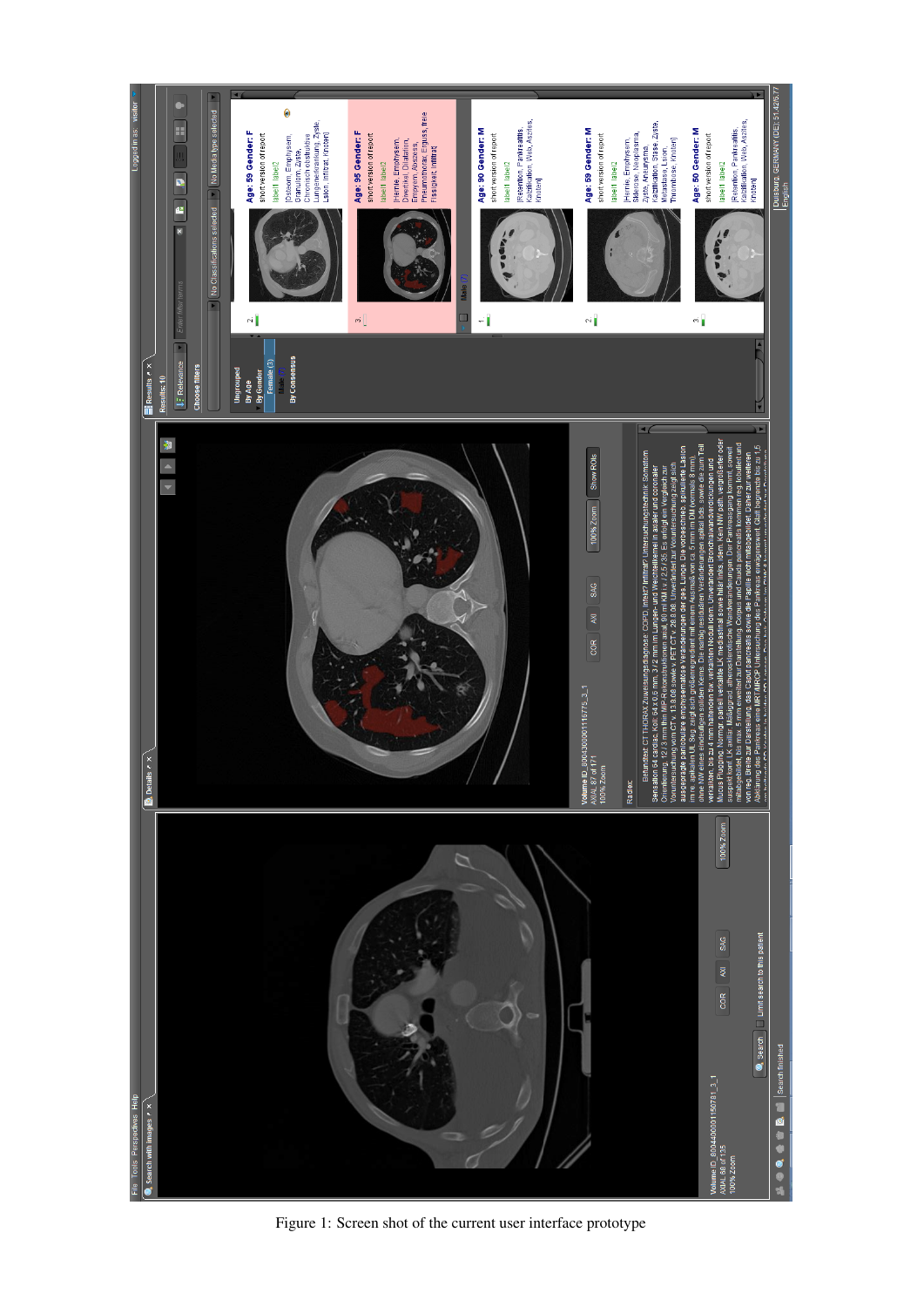Figure 1: Screen shot of the current user interface prototype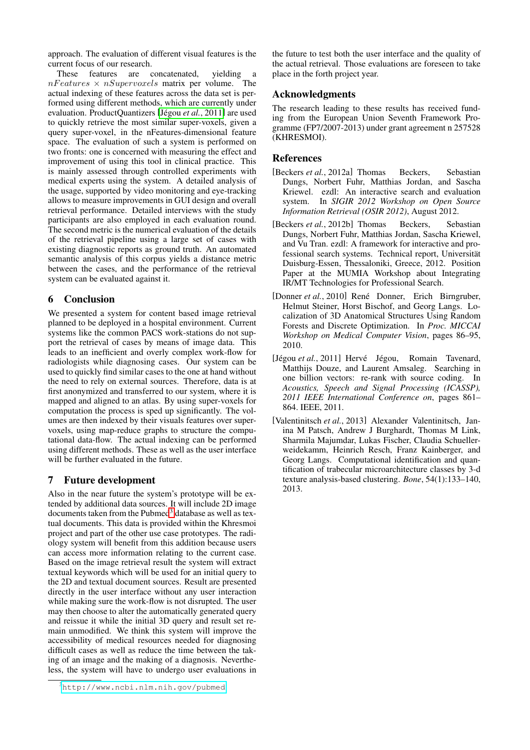approach. The evaluation of different visual features is the current focus of our research.

These features are concatenated, yielding a $nFeatures \times nSupervoxels$ matrix per volume. The actual indexing of these features across the data set is performed using different methods, which are currently under evaluation. ProductQuantizers [Jégou *et al.*, 2011] are used to quickly retrieve the most similar super-voxels, given a query super-voxel, in the nFeatures-dimensional feature space. The evaluation of such a system is performed on two fronts: one is concerned with measuring the effect and improvement of using this tool in clinical practice. This is mainly assessed through controlled experiments with medical experts using the system. A detailed analysis of the usage, supported by video monitoring and eye-tracking allows to measure improvements in GUI design and overall retrieval performance. Detailed interviews with the study participants are also employed in each evaluation round. The second metric is the numerical evaluation of the details of the retrieval pipeline using a large set of cases with existing diagnostic reports as ground truth. An automated semantic analysis of this corpus yields a distance metric between the cases, and the performance of the retrieval system can be evaluated against it.

## 6 Conclusion

We presented a system for content based image retrieval planned to be deployed in a hospital environment. Current systems like the common PACS work-stations do not support the retrieval of cases by means of image data. This leads to an inefficient and overly complex work-flow for radiologists while diagnosing cases. Our system can be used to quickly find similar cases to the one at hand without the need to rely on external sources. Therefore, data is at first anonymized and transferred to our system, where it is mapped and aligned to an atlas. By using super-voxels for computation the process is sped up significantly. The volumes are then indexed by their visuals features over super-voxels, using map-reduce graphs to structure the computational data-flow. The actual indexing can be performed using different methods. These as well as the user interface will be further evaluated in the future.

## 7 Future development

Also in the near future the system's prototype will be extended by additional data sources. It will include 2D image documents taken from the Pubmed[3] database as well as textual documents. This data is provided within the Khresmoi project and part of the other use case prototypes. The radiology system will benefit from this addition because users can access more information relating to the current case. Based on the image retrieval result the system will extract textual keywords which will be used for an initial query to the 2D and textual document sources. Result are presented directly in the user interface without any user interaction while making sure the work-flow is not disrupted. The user may then choose to alter the automatically generated query and reissue it while the initial 3D query and result set remain unmodified. We think this system will improve the accessibility of medical resources needed for diagnosing difficult cases as well as reduce the time between the taking of an image and the making of a diagnosis. Nevertheless, the system will have to undergo user evaluations in the future to test both the user interface and the quality of the actual retrieval. Those evaluations are foreseen to take place in the forth project year.

[3] http://www.ncbi.nlm.nih.gov/pubmed

## Acknowledgments

The research leading to these results has received funding from the European Union Seventh Framework Programme (FP7/2007-2013) under grant agreement n 257528 (KHRESMOI).

## References

[Beckers *et al.*, 2012a] Thomas Beckers, Sebastian Dungs, Norbert Fuhr, Matthias Jordan, and Sascha Kriewel. ezdl: An interactive search and evaluation system. In *SIGIR 2012 Workshop on Open Source Information Retrieval (OSIR 2012)*, August 2012.

[Beckers *et al.*, 2012b] Thomas Beckers, Sebastian Dungs, Norbert Fuhr, Matthias Jordan, Sascha Kriewel, and Vu Tran. ezdl: A framework for interactive and professional search systems. Technical report, Universität Duisburg-Essen, Thessaloniki, Greece, 2012. Position Paper at the MUMIA Workshop about Integrating IR/MT Technologies for Professional Search.

[Donner *et al.*, 2010] René Donner, Erich Birngruber, Helmut Steiner, Horst Bischof, and Georg Langs. Localization of 3D Anatomical Structures Using Random Forests and Discrete Optimization. In *Proc. MICCAI Workshop on Medical Computer Vision*, pages 86–95, 2010.

[Jégou *et al.*, 2011] Hervé Jégou, Romain Tavenard, Matthijs Douze, and Laurent Amsaleg. Searching in one billion vectors: re-rank with source coding. In *Acoustics, Speech and Signal Processing (ICASSP), 2011 IEEE International Conference on*, pages 861–864. IEEE, 2011.

[Valentinitsch *et al.*, 2013] Alexander Valentinitsch, Janina M Patsch, Andrew J Burghardt, Thomas M Link, Sharmila Majumdar, Lukas Fischer, Claudia Schueller-weidekamm, Heinrich Resch, Franz Kainberger, and Georg Langs. Computational identification and quantification of trabecular microarchitecture classes by 3-d texture analysis-based clustering. *Bone*, 54(1):133–140, 2013.